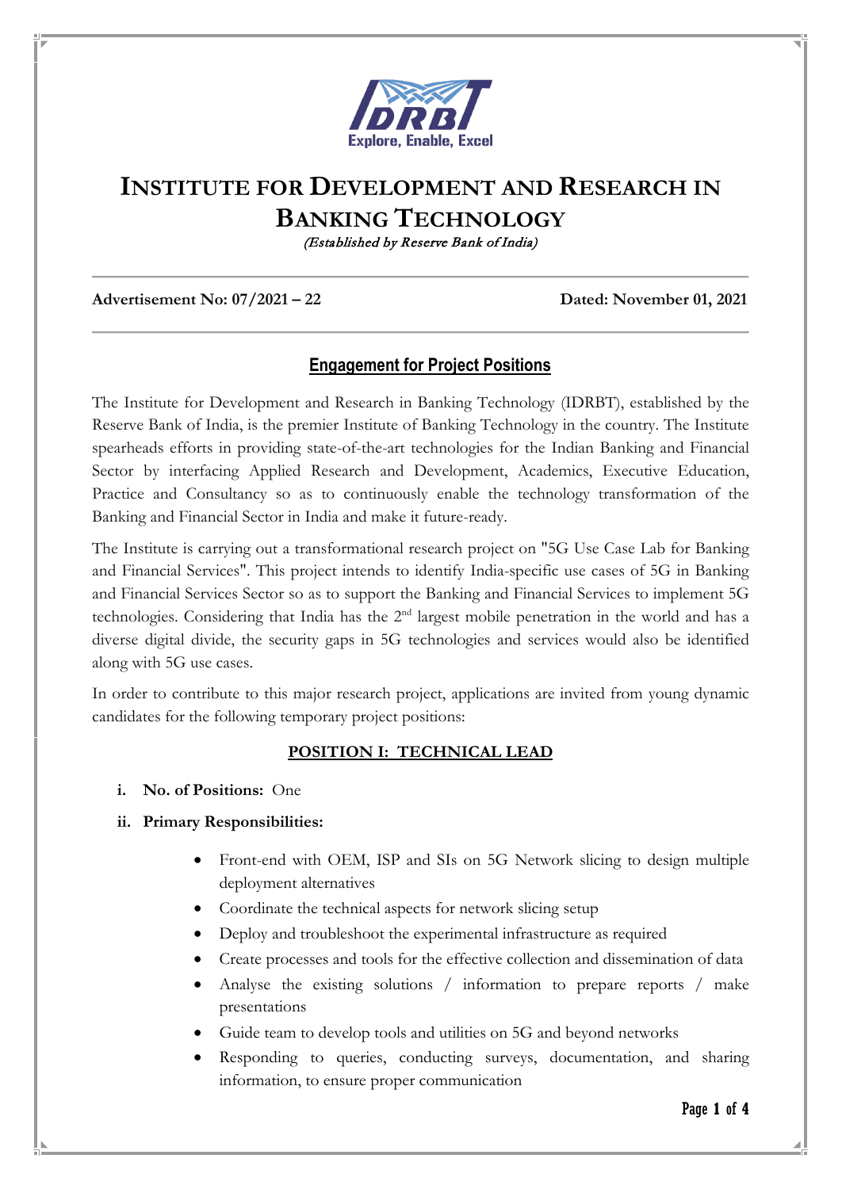# INSTITUTE FOR DEVELOPMENT AND RESEARCH IN BANKING TECHNOLOGY

*(Established by Reserve Bank of India)*

**Advertisement No: 07/2021 – 22** **Dated: November 01, 2021**

## Engagement for Project Positions

The Institute for Development and Research in Banking Technology (IDRBT), established by the Reserve Bank of India, is the premier Institute of Banking Technology in the country. The Institute spearheads efforts in providing state-of-the-art technologies for the Indian Banking and Financial Sector by interfacing Applied Research and Development, Academics, Executive Education, Practice and Consultancy so as to continuously enable the technology transformation of the Banking and Financial Sector in India and make it future-ready.

The Institute is carrying out a transformational research project on "5G Use Case Lab for Banking and Financial Services". This project intends to identify India-specific use cases of 5G in Banking and Financial Services Sector so as to support the Banking and Financial Services to implement 5G technologies. Considering that India has the 2nd largest mobile penetration in the world and has a diverse digital divide, the security gaps in 5G technologies and services would also be identified along with 5G use cases.

In order to contribute to this major research project, applications are invited from young dynamic candidates for the following temporary project positions:

### POSITION I: TECHNICAL LEAD

i. **No. of Positions:** One

ii. **Primary Responsibilities:**

- Front-end with OEM, ISP and SIs on 5G Network slicing to design multiple deployment alternatives
- Coordinate the technical aspects for network slicing setup
- Deploy and troubleshoot the experimental infrastructure as required
- Create processes and tools for the effective collection and dissemination of data
- Analyse the existing solutions / information to prepare reports / make presentations
- Guide team to develop tools and utilities on 5G and beyond networks
- Responding to queries, conducting surveys, documentation, and sharing information, to ensure proper communication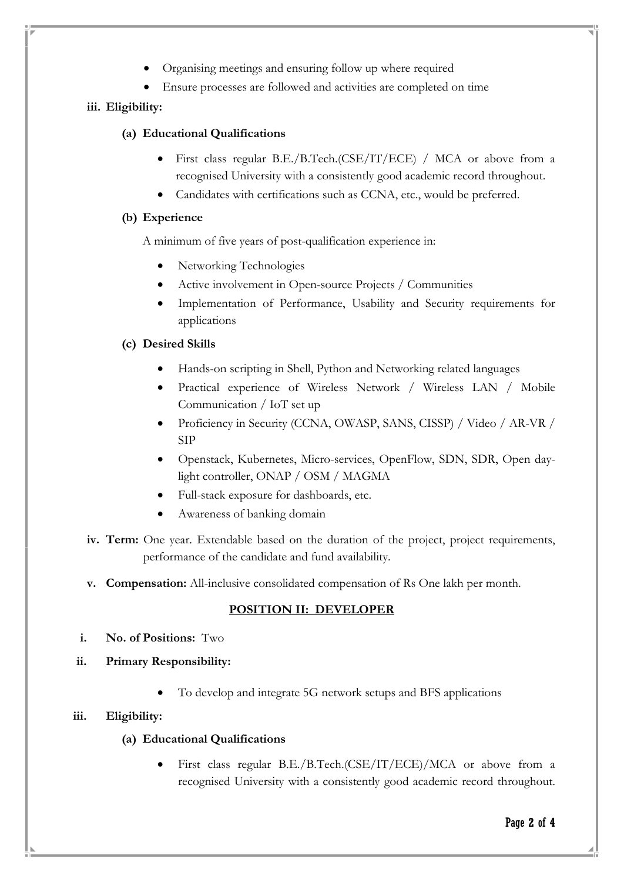- Organising meetings and ensuring follow up where required
- Ensure processes are followed and activities are completed on time

**iii. Eligibility:**

**(a) Educational Qualifications**

- First class regular B.E./B.Tech.(CSE/IT/ECE) / MCA or above from a recognised University with a consistently good academic record throughout.
- Candidates with certifications such as CCNA, etc., would be preferred.

**(b) Experience**

A minimum of five years of post-qualification experience in:

- Networking Technologies
- Active involvement in Open-source Projects / Communities
- Implementation of Performance, Usability and Security requirements for applications

**(c) Desired Skills**

- Hands-on scripting in Shell, Python and Networking related languages
- Practical experience of Wireless Network / Wireless LAN / Mobile Communication / IoT set up
- Proficiency in Security (CCNA, OWASP, SANS, CISSP) / Video / AR-VR / SIP
- Openstack, Kubernetes, Micro-services, OpenFlow, SDN, SDR, Open day-light controller, ONAP / OSM / MAGMA
- Full-stack exposure for dashboards, etc.
- Awareness of banking domain

**iv. Term:** One year. Extendable based on the duration of the project, project requirements, performance of the candidate and fund availability.

**v. Compensation:** All-inclusive consolidated compensation of Rs One lakh per month.

## POSITION II: DEVELOPER

**i. No. of Positions:** Two

**ii. Primary Responsibility:**

- To develop and integrate 5G network setups and BFS applications

**iii. Eligibility:**

**(a) Educational Qualifications**

- First class regular B.E./B.Tech.(CSE/IT/ECE)/MCA or above from a recognised University with a consistently good academic record throughout.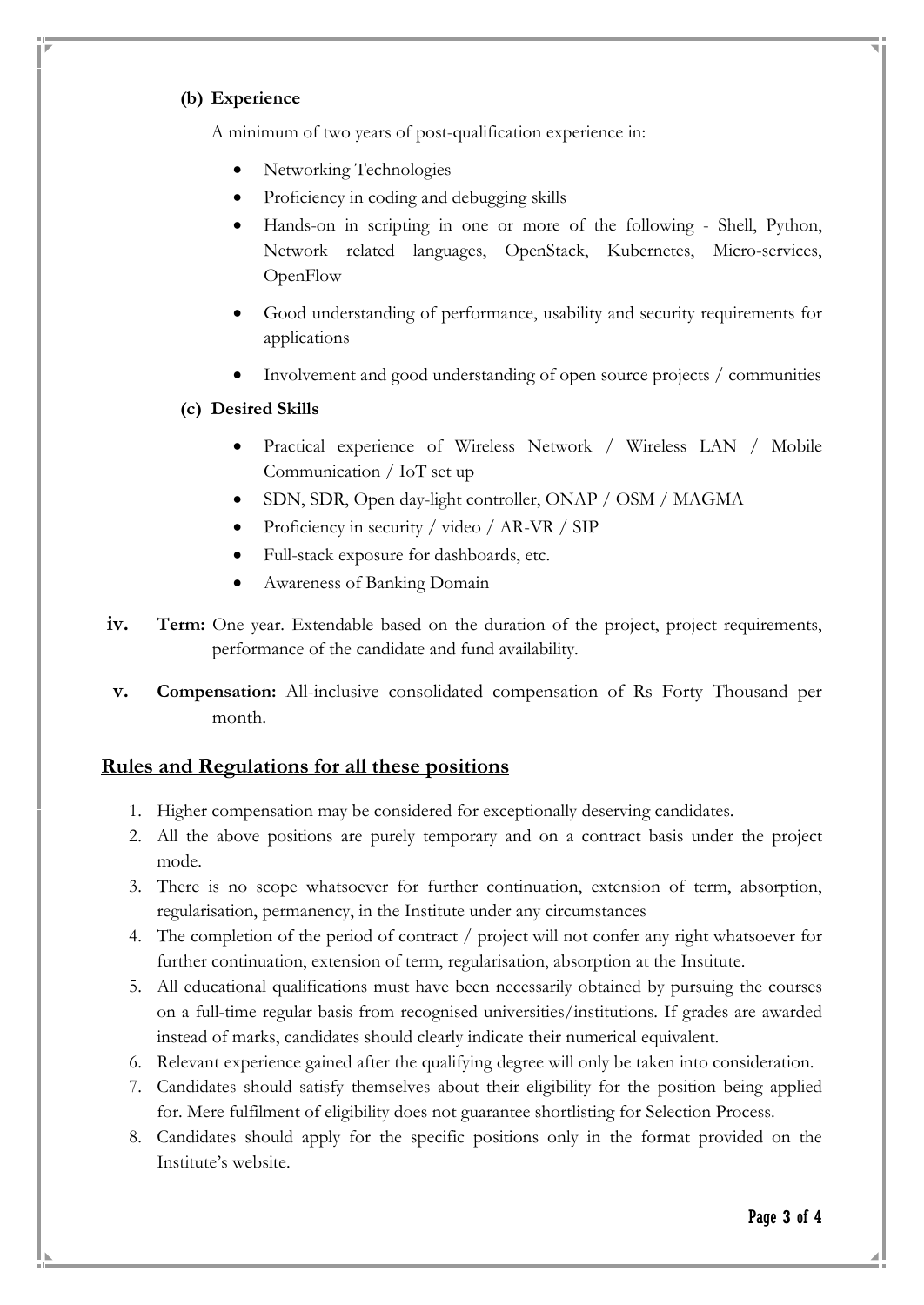**(b) Experience**

A minimum of two years of post-qualification experience in:

- Networking Technologies
- Proficiency in coding and debugging skills
- Hands-on in scripting in one or more of the following - Shell, Python, Network related languages, OpenStack, Kubernetes, Micro-services, OpenFlow
- Good understanding of performance, usability and security requirements for applications
- Involvement and good understanding of open source projects / communities

**(c) Desired Skills**

- Practical experience of Wireless Network / Wireless LAN / Mobile Communication / IoT set up
- SDN, SDR, Open day-light controller, ONAP / OSM / MAGMA
- Proficiency in security / video / AR-VR / SIP
- Full-stack exposure for dashboards, etc.
- Awareness of Banking Domain

**iv.** **Term:** One year. Extendable based on the duration of the project, project requirements, performance of the candidate and fund availability.

**v.** **Compensation:** All-inclusive consolidated compensation of Rs Forty Thousand per month.

## Rules and Regulations for all these positions

1. Higher compensation may be considered for exceptionally deserving candidates.
2. All the above positions are purely temporary and on a contract basis under the project mode.
3. There is no scope whatsoever for further continuation, extension of term, absorption, regularisation, permanency, in the Institute under any circumstances
4. The completion of the period of contract / project will not confer any right whatsoever for further continuation, extension of term, regularisation, absorption at the Institute.
5. All educational qualifications must have been necessarily obtained by pursuing the courses on a full-time regular basis from recognised universities/institutions. If grades are awarded instead of marks, candidates should clearly indicate their numerical equivalent.
6. Relevant experience gained after the qualifying degree will only be taken into consideration.
7. Candidates should satisfy themselves about their eligibility for the position being applied for. Mere fulfilment of eligibility does not guarantee shortlisting for Selection Process.
8. Candidates should apply for the specific positions only in the format provided on the Institute's website.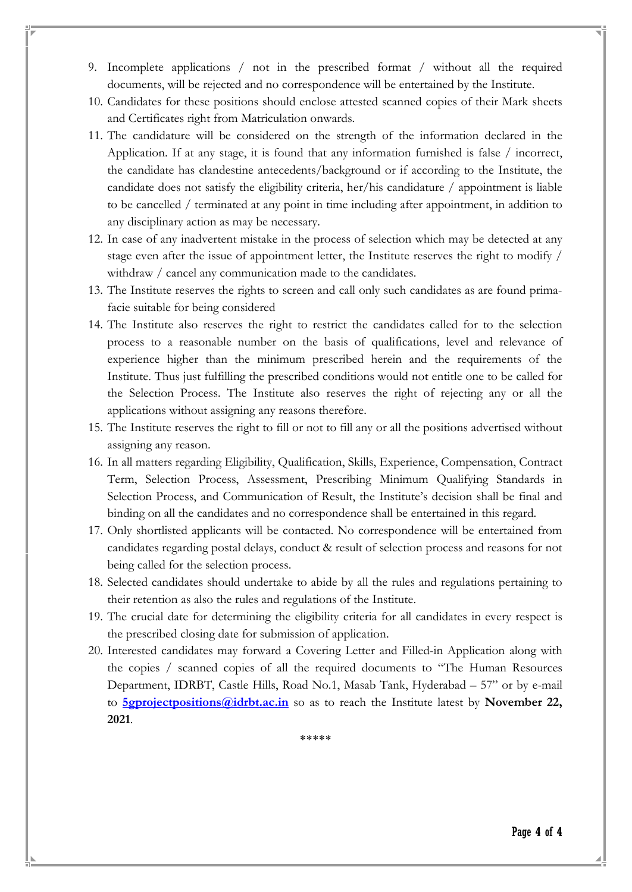9. Incomplete applications / not in the prescribed format / without all the required documents, will be rejected and no correspondence will be entertained by the Institute.
10. Candidates for these positions should enclose attested scanned copies of their Mark sheets and Certificates right from Matriculation onwards.
11. The candidature will be considered on the strength of the information declared in the Application. If at any stage, it is found that any information furnished is false / incorrect, the candidate has clandestine antecedents/background or if according to the Institute, the candidate does not satisfy the eligibility criteria, her/his candidature / appointment is liable to be cancelled / terminated at any point in time including after appointment, in addition to any disciplinary action as may be necessary.
12. In case of any inadvertent mistake in the process of selection which may be detected at any stage even after the issue of appointment letter, the Institute reserves the right to modify / withdraw / cancel any communication made to the candidates.
13. The Institute reserves the rights to screen and call only such candidates as are found prima-facie suitable for being considered
14. The Institute also reserves the right to restrict the candidates called for to the selection process to a reasonable number on the basis of qualifications, level and relevance of experience higher than the minimum prescribed herein and the requirements of the Institute. Thus just fulfilling the prescribed conditions would not entitle one to be called for the Selection Process. The Institute also reserves the right of rejecting any or all the applications without assigning any reasons therefore.
15. The Institute reserves the right to fill or not to fill any or all the positions advertised without assigning any reason.
16. In all matters regarding Eligibility, Qualification, Skills, Experience, Compensation, Contract Term, Selection Process, Assessment, Prescribing Minimum Qualifying Standards in Selection Process, and Communication of Result, the Institute's decision shall be final and binding on all the candidates and no correspondence shall be entertained in this regard.
17. Only shortlisted applicants will be contacted. No correspondence will be entertained from candidates regarding postal delays, conduct & result of selection process and reasons for not being called for the selection process.
18. Selected candidates should undertake to abide by all the rules and regulations pertaining to their retention as also the rules and regulations of the Institute.
19. The crucial date for determining the eligibility criteria for all candidates in every respect is the prescribed closing date for submission of application.
20. Interested candidates may forward a Covering Letter and Filled-in Application along with the copies / scanned copies of all the required documents to "The Human Resources Department, IDRBT, Castle Hills, Road No.1, Masab Tank, Hyderabad – 57" or by e-mail to **5gprojectpositions@idrbt.ac.in** so as to reach the Institute latest by **November 22, 2021**.

*****